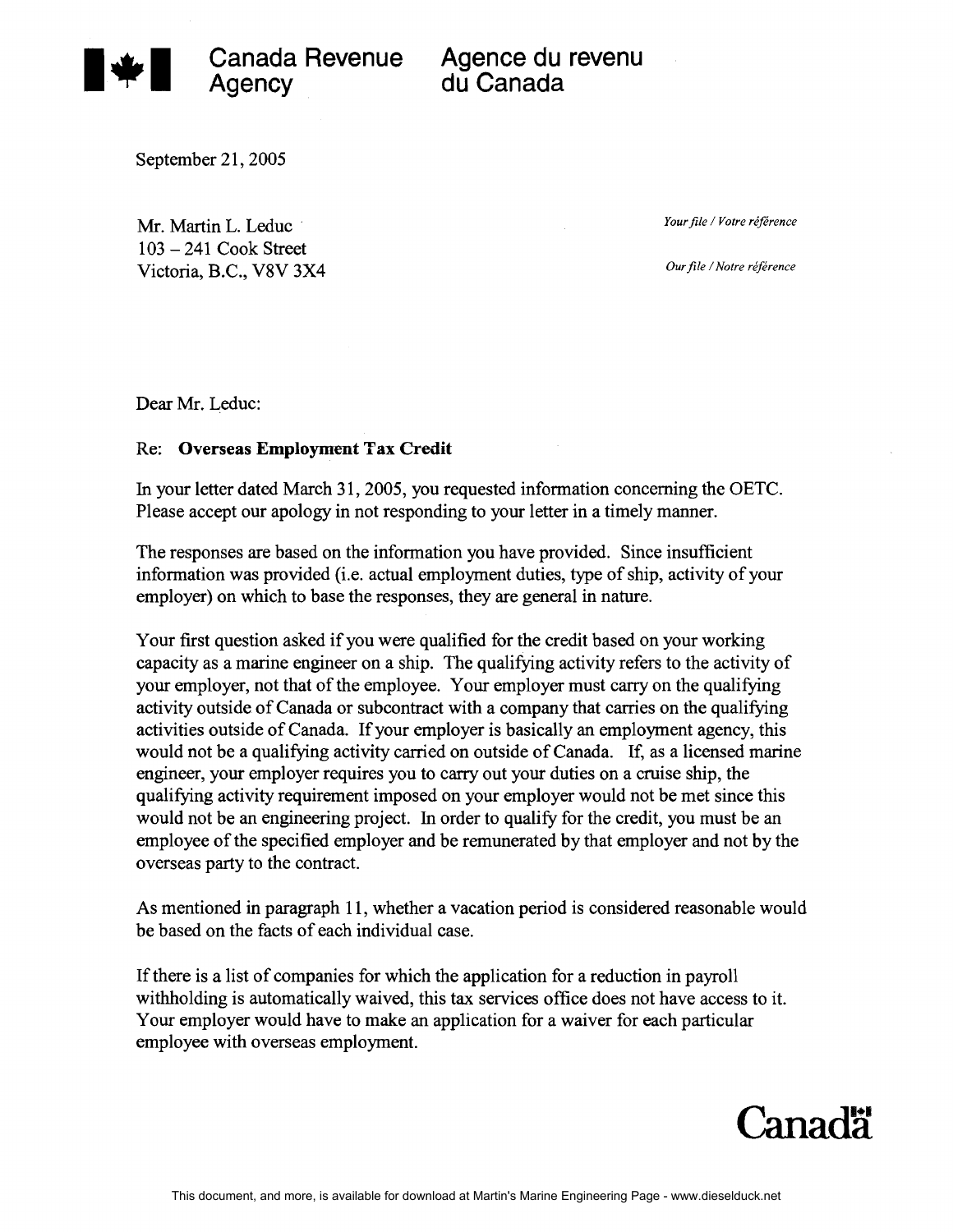Canada Revenue Agency | Agence du revenu du Canada

September 21, 2005

Mr. Martin L. Leduc
103 – 241 Cook Street
Victoria, B.C., V8V 3X4

*Your file / Votre référence*

*Our file / Notre référence*

Dear Mr. Leduc:

Re: **Overseas Employment Tax Credit**

In your letter dated March 31, 2005, you requested information concerning the OETC. Please accept our apology in not responding to your letter in a timely manner.

The responses are based on the information you have provided. Since insufficient information was provided (i.e. actual employment duties, type of ship, activity of your employer) on which to base the responses, they are general in nature.

Your first question asked if you were qualified for the credit based on your working capacity as a marine engineer on a ship. The qualifying activity refers to the activity of your employer, not that of the employee. Your employer must carry on the qualifying activity outside of Canada or subcontract with a company that carries on the qualifying activities outside of Canada. If your employer is basically an employment agency, this would not be a qualifying activity carried on outside of Canada. If, as a licensed marine engineer, your employer requires you to carry out your duties on a cruise ship, the qualifying activity requirement imposed on your employer would not be met since this would not be an engineering project. In order to qualify for the credit, you must be an employee of the specified employer and be remunerated by that employer and not by the overseas party to the contract.

As mentioned in paragraph 11, whether a vacation period is considered reasonable would be based on the facts of each individual case.

If there is a list of companies for which the application for a reduction in payroll withholding is automatically waived, this tax services office does not have access to it. Your employer would have to make an application for a waiver for each particular employee with overseas employment.

Canada

This document, and more, is available for download at Martin's Marine Engineering Page - www.dieselduck.net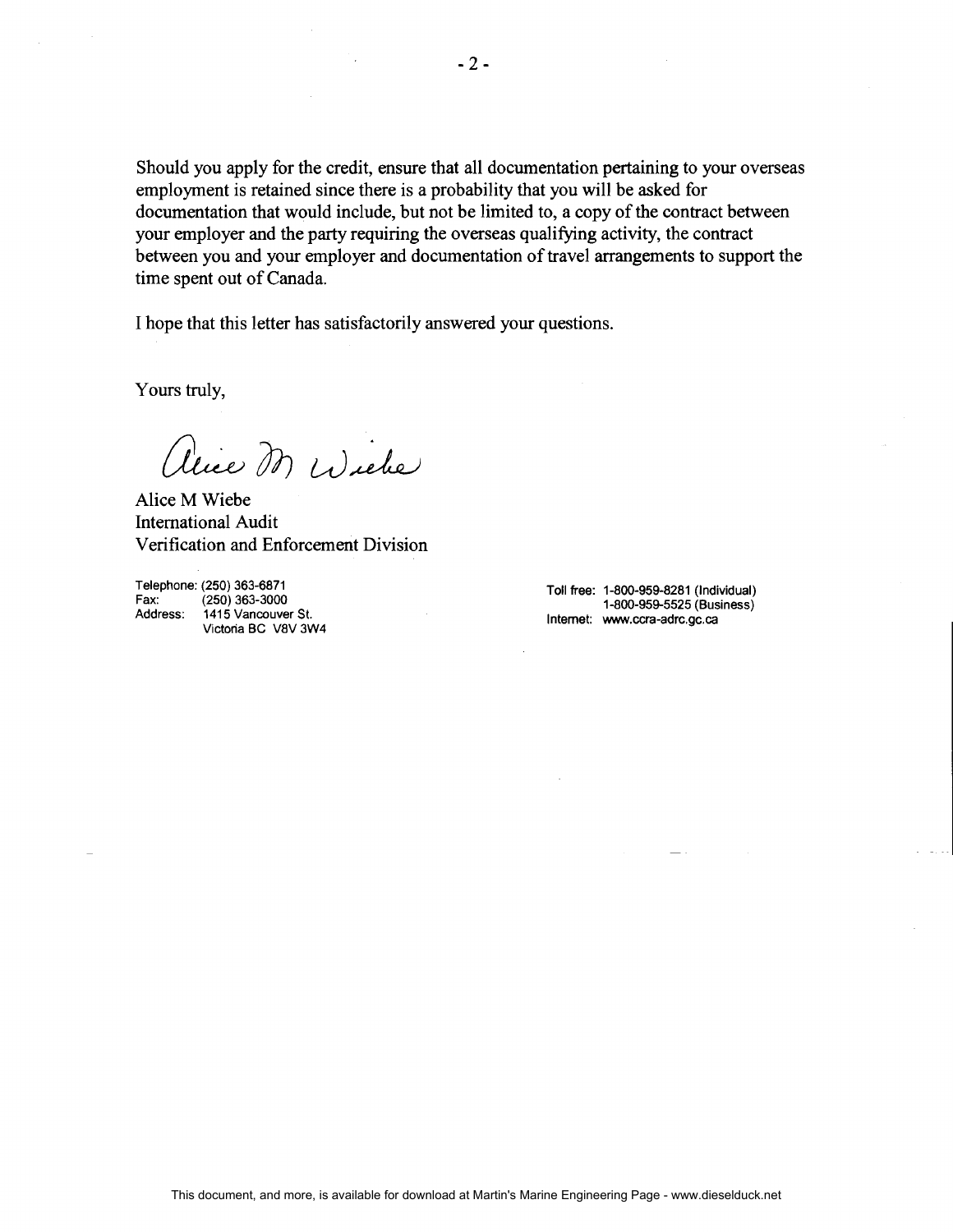Should you apply for the credit, ensure that all documentation pertaining to your overseas employment is retained since there is a probability that you will be asked for documentation that would include, but not be limited to, a copy of the contract between your employer and the party requiring the overseas qualifying activity, the contract between you and your employer and documentation of travel arrangements to support the time spent out of Canada.

I hope that this letter has satisfactorily answered your questions.

Yours truly,

Alice M Wiebe

Alice M Wiebe
International Audit
Verification and Enforcement Division

Telephone: (250) 363-6871
Fax: (250) 363-3000
Address: 1415 Vancouver St.
Victoria BC V8V 3W4

Toll free: 1-800-959-8281 (Individual)
1-800-959-5525 (Business)
Internet: www.ccra-adrc.gc.ca

This document, and more, is available for download at Martin's Marine Engineering Page - www.dieselduck.net